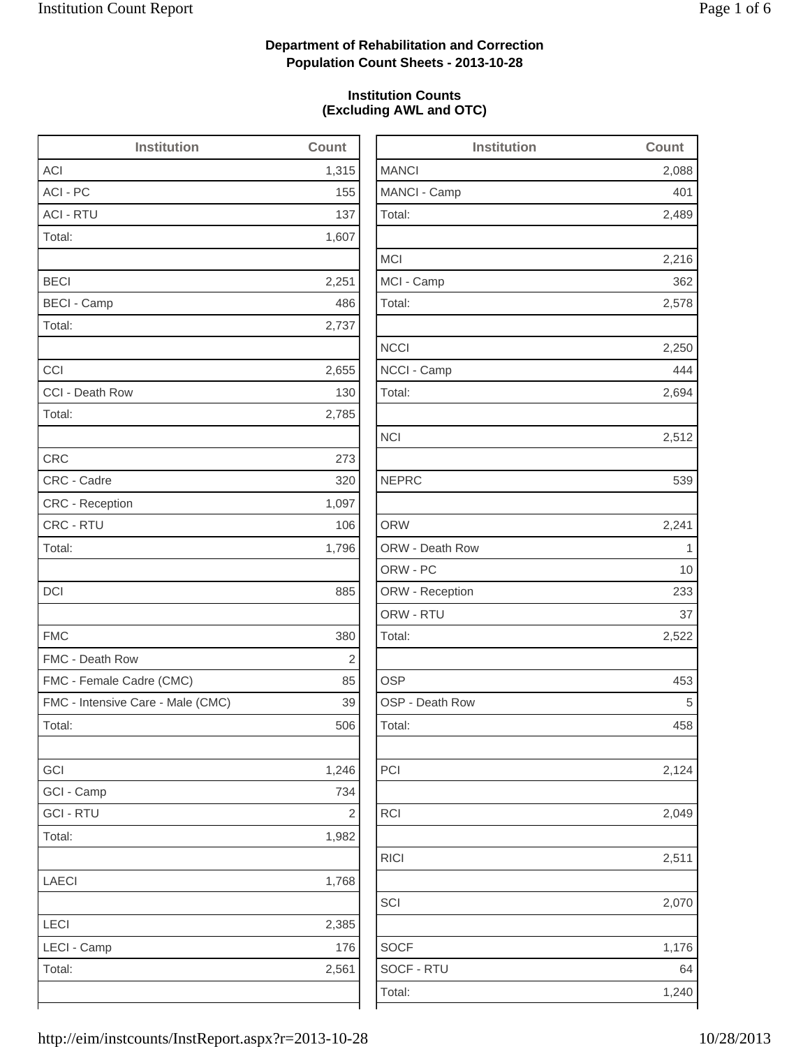**Department of Rehabilitation and Correction**
**Population Count Sheets - 2013-10-28**

**Institution Counts**
**(Excluding AWL and OTC)**

| Institution | Count |
|---|---|
| ACI | 1,315 |
| ACI - PC | 155 |
| ACI - RTU | 137 |
| Total: | 1,607 |
| | |
| BECI | 2,251 |
| BECI - Camp | 486 |
| Total: | 2,737 |
| | |
| CCI | 2,655 |
| CCI - Death Row | 130 |
| Total: | 2,785 |
| | |
| CRC | 273 |
| CRC - Cadre | 320 |
| CRC - Reception | 1,097 |
| CRC - RTU | 106 |
| Total: | 1,796 |
| | |
| DCI | 885 |
| | |
| FMC | 380 |
| FMC - Death Row | 2 |
| FMC - Female Cadre (CMC) | 85 |
| FMC - Intensive Care - Male (CMC) | 39 |
| Total: | 506 |
| | |
| GCI | 1,246 |
| GCI - Camp | 734 |
| GCI - RTU | 2 |
| Total: | 1,982 |
| | |
| LAECI | 1,768 |
| | |
| LECI | 2,385 |
| LECI - Camp | 176 |
| Total: | 2,561 |

| Institution | Count |
|---|---|
| MANCI | 2,088 |
| MANCI - Camp | 401 |
| Total: | 2,489 |
| | |
| MCI | 2,216 |
| MCI - Camp | 362 |
| Total: | 2,578 |
| | |
| NCCI | 2,250 |
| NCCI - Camp | 444 |
| Total: | 2,694 |
| | |
| NCI | 2,512 |
| | |
| NEPRC | 539 |
| | |
| ORW | 2,241 |
| ORW - Death Row | 1 |
| ORW - PC | 10 |
| ORW - Reception | 233 |
| ORW - RTU | 37 |
| Total: | 2,522 |
| | |
| OSP | 453 |
| OSP - Death Row | 5 |
| Total: | 458 |
| | |
| PCI | 2,124 |
| | |
| RCI | 2,049 |
| | |
| RICI | 2,511 |
| | |
| SCI | 2,070 |
| | |
| SOCF | 1,176 |
| SOCF - RTU | 64 |
| Total: | 1,240 |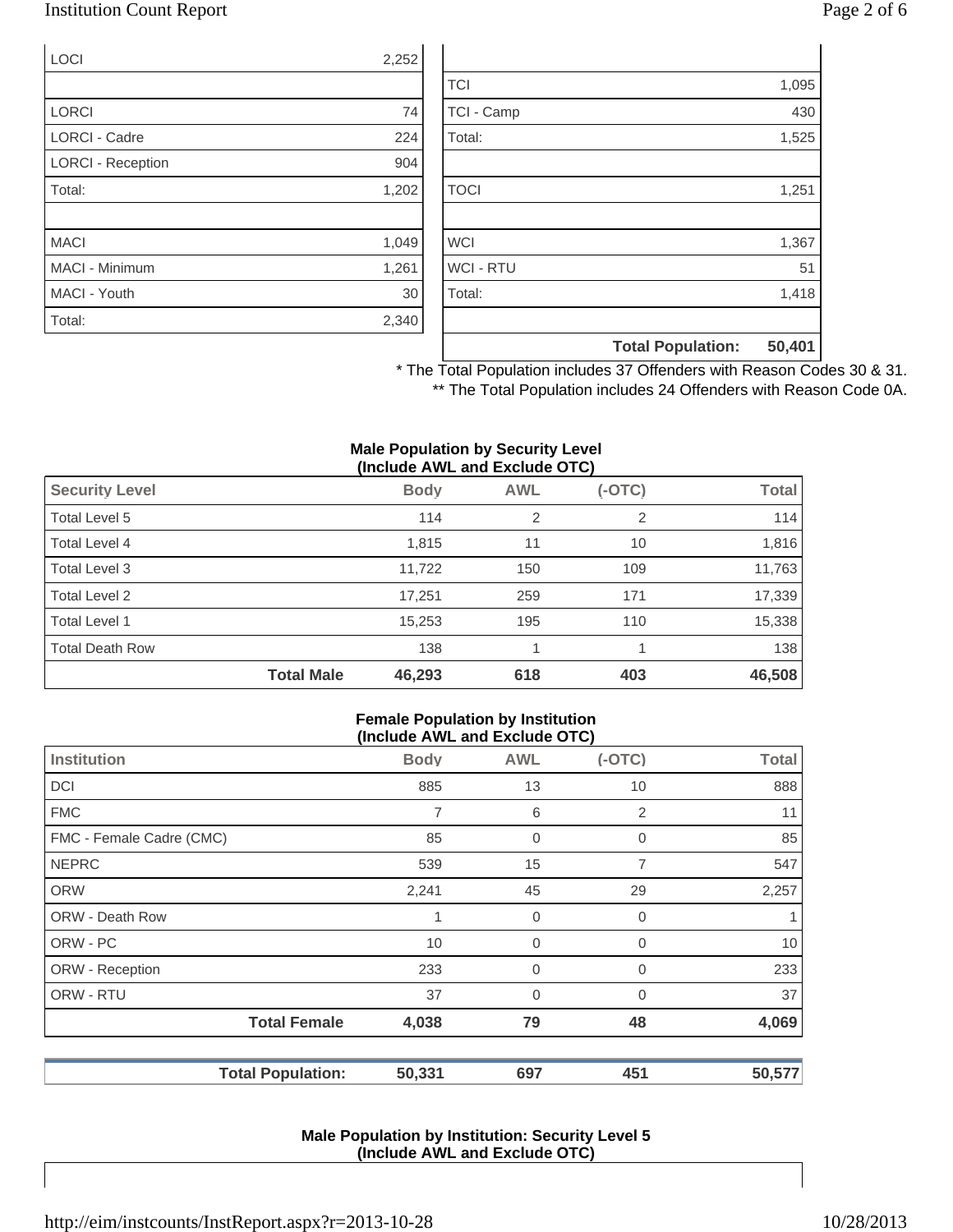| | |
|---|---|
| LOCI | 2,252 |
| | |
| LORCI | 74 |
| LORCI - Cadre | 224 |
| LORCI - Reception | 904 |
| Total: | 1,202 |
| | |
| MACI | 1,049 |
| MACI - Minimum | 1,261 |
| MACI - Youth | 30 |
| Total: | 2,340 |

| | |
|---|---|
| | |
| TCI | 1,095 |
| TCI - Camp | 430 |
| Total: | 1,525 |
| | |
| TOCI | 1,251 |
| | |
| WCI | 1,367 |
| WCI - RTU | 51 |
| Total: | 1,418 |
| | |
| **Total Population:** | **50,401** |

\* The Total Population includes 37 Offenders with Reason Codes 30 & 31.

\*\* The Total Population includes 24 Offenders with Reason Code 0A.

**Male Population by Security Level (Include AWL and Exclude OTC)**

| Security Level | Body | AWL | (-OTC) | Total |
|---|---|---|---|---|
| Total Level 5 | 114 | 2 | 2 | 114 |
| Total Level 4 | 1,815 | 11 | 10 | 1,816 |
| Total Level 3 | 11,722 | 150 | 109 | 11,763 |
| Total Level 2 | 17,251 | 259 | 171 | 17,339 |
| Total Level 1 | 15,253 | 195 | 110 | 15,338 |
| Total Death Row | 138 | 1 | 1 | 138 |
| **Total Male** | **46,293** | **618** | **403** | **46,508** |

**Female Population by Institution (Include AWL and Exclude OTC)**

| Institution | Body | AWL | (-OTC) | Total |
|---|---|---|---|---|
| DCI | 885 | 13 | 10 | 888 |
| FMC | 7 | 6 | 2 | 11 |
| FMC - Female Cadre (CMC) | 85 | 0 | 0 | 85 |
| NEPRC | 539 | 15 | 7 | 547 |
| ORW | 2,241 | 45 | 29 | 2,257 |
| ORW - Death Row | 1 | 0 | 0 | 1 |
| ORW - PC | 10 | 0 | 0 | 10 |
| ORW - Reception | 233 | 0 | 0 | 233 |
| ORW - RTU | 37 | 0 | 0 | 37 |
| **Total Female** | **4,038** | **79** | **48** | **4,069** |

| | Body | AWL | (-OTC) | Total |
|---|---|---|---|---|
| **Total Population:** | **50,331** | **697** | **451** | **50,577** |

**Male Population by Institution: Security Level 5 (Include AWL and Exclude OTC)**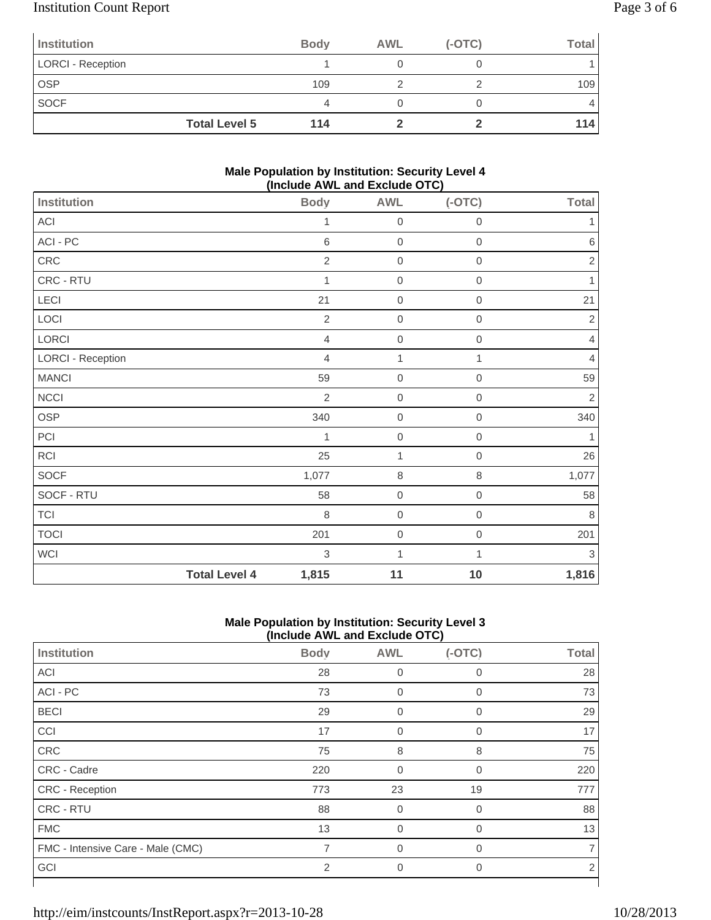| Institution | Body | AWL | (-OTC) | Total |
| --- | --- | --- | --- | --- |
| LORCI - Reception | 1 | 0 | 0 | 1 |
| OSP | 109 | 2 | 2 | 109 |
| SOCF | 4 | 0 | 0 | 4 |
| **Total Level 5** | **114** | **2** | **2** | **114** |

**Male Population by Institution: Security Level 4 (Include AWL and Exclude OTC)**

| Institution | Body | AWL | (-OTC) | Total |
| --- | --- | --- | --- | --- |
| ACI | 1 | 0 | 0 | 1 |
| ACI - PC | 6 | 0 | 0 | 6 |
| CRC | 2 | 0 | 0 | 2 |
| CRC - RTU | 1 | 0 | 0 | 1 |
| LECI | 21 | 0 | 0 | 21 |
| LOCI | 2 | 0 | 0 | 2 |
| LORCI | 4 | 0 | 0 | 4 |
| LORCI - Reception | 4 | 1 | 1 | 4 |
| MANCI | 59 | 0 | 0 | 59 |
| NCCI | 2 | 0 | 0 | 2 |
| OSP | 340 | 0 | 0 | 340 |
| PCI | 1 | 0 | 0 | 1 |
| RCI | 25 | 1 | 0 | 26 |
| SOCF | 1,077 | 8 | 8 | 1,077 |
| SOCF - RTU | 58 | 0 | 0 | 58 |
| TCI | 8 | 0 | 0 | 8 |
| TOCI | 201 | 0 | 0 | 201 |
| WCI | 3 | 1 | 1 | 3 |
| **Total Level 4** | **1,815** | **11** | **10** | **1,816** |

**Male Population by Institution: Security Level 3 (Include AWL and Exclude OTC)**

| Institution | Body | AWL | (-OTC) | Total |
| --- | --- | --- | --- | --- |
| ACI | 28 | 0 | 0 | 28 |
| ACI - PC | 73 | 0 | 0 | 73 |
| BECI | 29 | 0 | 0 | 29 |
| CCI | 17 | 0 | 0 | 17 |
| CRC | 75 | 8 | 8 | 75 |
| CRC - Cadre | 220 | 0 | 0 | 220 |
| CRC - Reception | 773 | 23 | 19 | 777 |
| CRC - RTU | 88 | 0 | 0 | 88 |
| FMC | 13 | 0 | 0 | 13 |
| FMC - Intensive Care - Male (CMC) | 7 | 0 | 0 | 7 |
| GCI | 2 | 0 | 0 | 2 |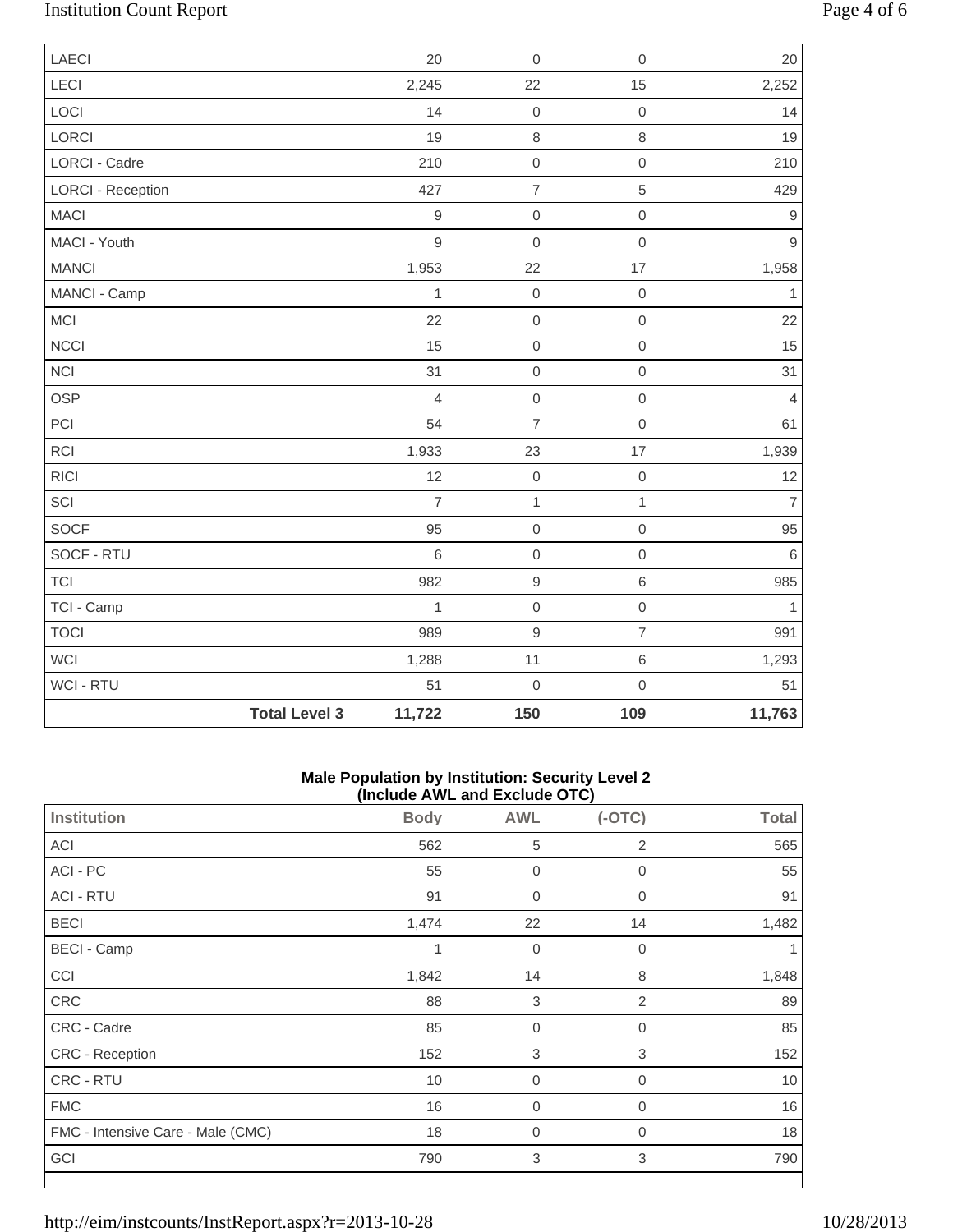| | Body | AWL | (-OTC) | Total |
|---|---|---|---|---|
| LAECI | 20 | 0 | 0 | 20 |
| LECI | 2,245 | 22 | 15 | 2,252 |
| LOCI | 14 | 0 | 0 | 14 |
| LORCI | 19 | 8 | 8 | 19 |
| LORCI - Cadre | 210 | 0 | 0 | 210 |
| LORCI - Reception | 427 | 7 | 5 | 429 |
| MACI | 9 | 0 | 0 | 9 |
| MACI - Youth | 9 | 0 | 0 | 9 |
| MANCI | 1,953 | 22 | 17 | 1,958 |
| MANCI - Camp | 1 | 0 | 0 | 1 |
| MCI | 22 | 0 | 0 | 22 |
| NCCI | 15 | 0 | 0 | 15 |
| NCI | 31 | 0 | 0 | 31 |
| OSP | 4 | 0 | 0 | 4 |
| PCI | 54 | 7 | 0 | 61 |
| RCI | 1,933 | 23 | 17 | 1,939 |
| RICI | 12 | 0 | 0 | 12 |
| SCI | 7 | 1 | 1 | 7 |
| SOCF | 95 | 0 | 0 | 95 |
| SOCF - RTU | 6 | 0 | 0 | 6 |
| TCI | 982 | 9 | 6 | 985 |
| TCI - Camp | 1 | 0 | 0 | 1 |
| TOCI | 989 | 9 | 7 | 991 |
| WCI | 1,288 | 11 | 6 | 1,293 |
| WCI - RTU | 51 | 0 | 0 | 51 |
| **Total Level 3** | **11,722** | **150** | **109** | **11,763** |

**Male Population by Institution: Security Level 2 (Include AWL and Exclude OTC)**

| Institution | Body | AWL | (-OTC) | Total |
|---|---|---|---|---|
| ACI | 562 | 5 | 2 | 565 |
| ACI - PC | 55 | 0 | 0 | 55 |
| ACI - RTU | 91 | 0 | 0 | 91 |
| BECI | 1,474 | 22 | 14 | 1,482 |
| BECI - Camp | 1 | 0 | 0 | 1 |
| CCI | 1,842 | 14 | 8 | 1,848 |
| CRC | 88 | 3 | 2 | 89 |
| CRC - Cadre | 85 | 0 | 0 | 85 |
| CRC - Reception | 152 | 3 | 3 | 152 |
| CRC - RTU | 10 | 0 | 0 | 10 |
| FMC | 16 | 0 | 0 | 16 |
| FMC - Intensive Care - Male (CMC) | 18 | 0 | 0 | 18 |
| GCI | 790 | 3 | 3 | 790 |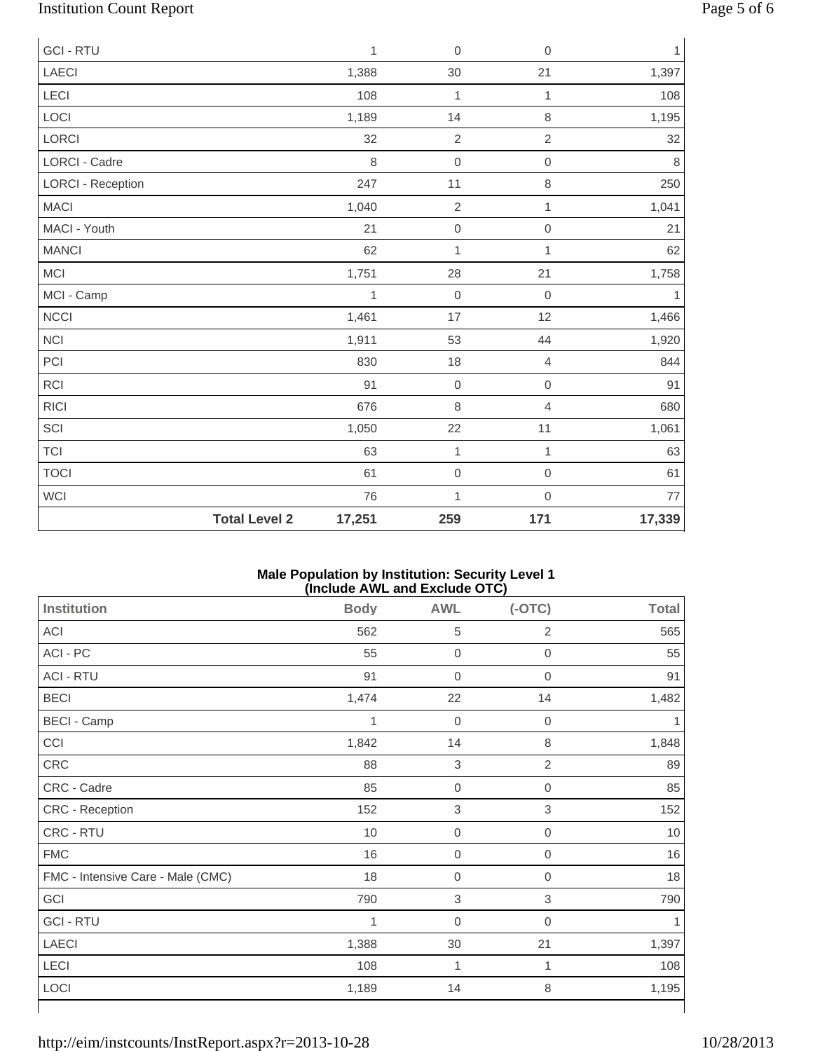| | Body | AWL | (-OTC) | Total |
|---|---|---|---|---|
| GCI - RTU | 1 | 0 | 0 | 1 |
| LAECI | 1,388 | 30 | 21 | 1,397 |
| LECI | 108 | 1 | 1 | 108 |
| LOCI | 1,189 | 14 | 8 | 1,195 |
| LORCI | 32 | 2 | 2 | 32 |
| LORCI - Cadre | 8 | 0 | 0 | 8 |
| LORCI - Reception | 247 | 11 | 8 | 250 |
| MACI | 1,040 | 2 | 1 | 1,041 |
| MACI - Youth | 21 | 0 | 0 | 21 |
| MANCI | 62 | 1 | 1 | 62 |
| MCI | 1,751 | 28 | 21 | 1,758 |
| MCI - Camp | 1 | 0 | 0 | 1 |
| NCCI | 1,461 | 17 | 12 | 1,466 |
| NCI | 1,911 | 53 | 44 | 1,920 |
| PCI | 830 | 18 | 4 | 844 |
| RCI | 91 | 0 | 0 | 91 |
| RICI | 676 | 8 | 4 | 680 |
| SCI | 1,050 | 22 | 11 | 1,061 |
| TCI | 63 | 1 | 1 | 63 |
| TOCI | 61 | 0 | 0 | 61 |
| WCI | 76 | 1 | 0 | 77 |
| **Total Level 2** | **17,251** | **259** | **171** | **17,339** |

**Male Population by Institution: Security Level 1 (Include AWL and Exclude OTC)**

| Institution | Body | AWL | (-OTC) | Total |
|---|---|---|---|---|
| ACI | 562 | 5 | 2 | 565 |
| ACI - PC | 55 | 0 | 0 | 55 |
| ACI - RTU | 91 | 0 | 0 | 91 |
| BECI | 1,474 | 22 | 14 | 1,482 |
| BECI - Camp | 1 | 0 | 0 | 1 |
| CCI | 1,842 | 14 | 8 | 1,848 |
| CRC | 88 | 3 | 2 | 89 |
| CRC - Cadre | 85 | 0 | 0 | 85 |
| CRC - Reception | 152 | 3 | 3 | 152 |
| CRC - RTU | 10 | 0 | 0 | 10 |
| FMC | 16 | 0 | 0 | 16 |
| FMC - Intensive Care - Male (CMC) | 18 | 0 | 0 | 18 |
| GCI | 790 | 3 | 3 | 790 |
| GCI - RTU | 1 | 0 | 0 | 1 |
| LAECI | 1,388 | 30 | 21 | 1,397 |
| LECI | 108 | 1 | 1 | 108 |
| LOCI | 1,189 | 14 | 8 | 1,195 |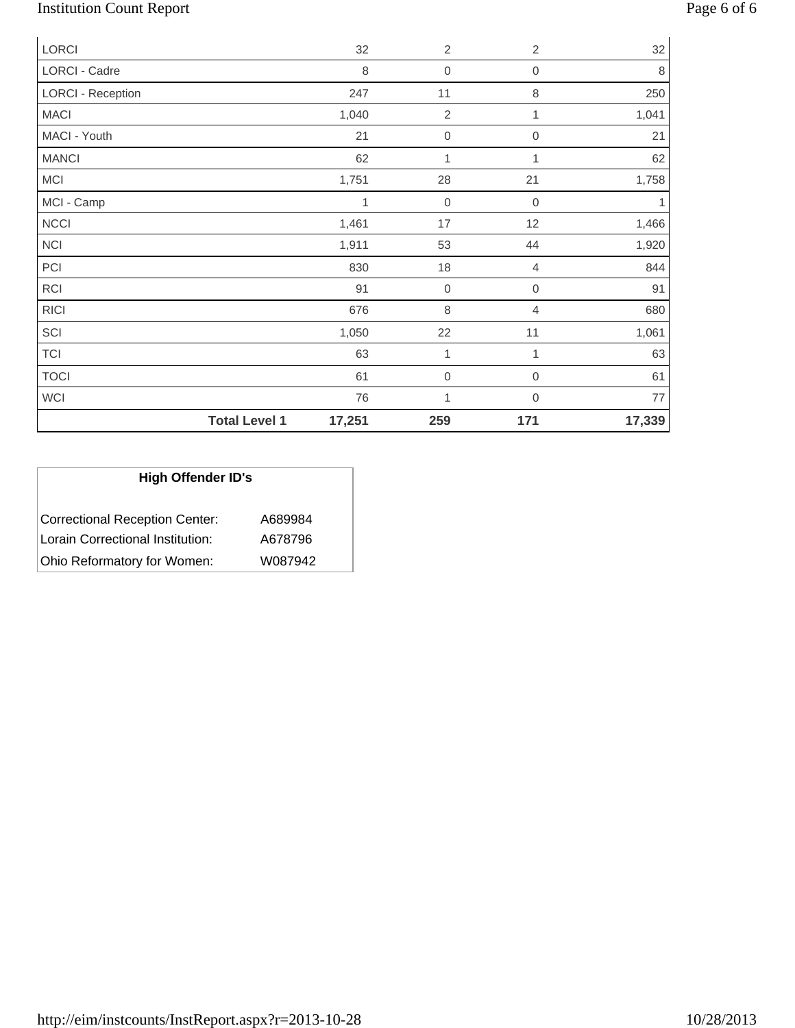| | | | | |
|---|---|---|---|---|
| LORCI | 32 | 2 | 2 | 32 |
| LORCI - Cadre | 8 | 0 | 0 | 8 |
| LORCI - Reception | 247 | 11 | 8 | 250 |
| MACI | 1,040 | 2 | 1 | 1,041 |
| MACI - Youth | 21 | 0 | 0 | 21 |
| MANCI | 62 | 1 | 1 | 62 |
| MCI | 1,751 | 28 | 21 | 1,758 |
| MCI - Camp | 1 | 0 | 0 | 1 |
| NCCI | 1,461 | 17 | 12 | 1,466 |
| NCI | 1,911 | 53 | 44 | 1,920 |
| PCI | 830 | 18 | 4 | 844 |
| RCI | 91 | 0 | 0 | 91 |
| RICI | 676 | 8 | 4 | 680 |
| SCI | 1,050 | 22 | 11 | 1,061 |
| TCI | 63 | 1 | 1 | 63 |
| TOCI | 61 | 0 | 0 | 61 |
| WCI | 76 | 1 | 0 | 77 |
| **Total Level 1** | **17,251** | **259** | **171** | **17,339** |

| High Offender ID's | |
|---|---|
| Correctional Reception Center: | A689984 |
| Lorain Correctional Institution: | A678796 |
| Ohio Reformatory for Women: | W087942 |